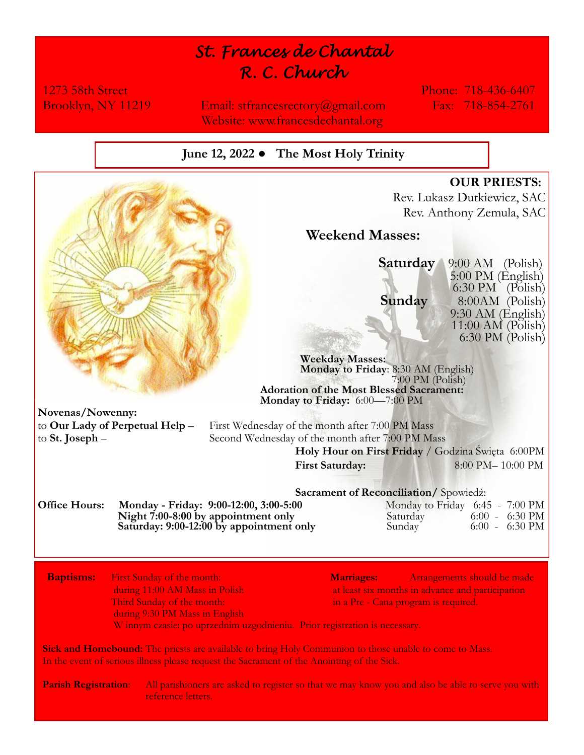# St. Frances de Chantal R. C. Church

1273 58th Street
Brooklyn, NY 11219

Email: stfrancesrectory@gmail.com
Website: www.francesdechantal.org

Phone: 718-436-6407
Fax: 718-854-2761

**June 12, 2022 ● The Most Holy Trinity**

**OUR PRIESTS:**
Rev. Lukasz Dutkiewicz, SAC
Rev. Anthony Zemula, SAC

## Weekend Masses:

**Saturday** 9:00 AM (Polish)
5:00 PM (English)
6:30 PM (Polish)

**Sunday** 8:00AM (Polish)
9:30 AM (English)
11:00 AM (Polish)
6:30 PM (Polish)

**Weekday Masses:**
**Monday to Friday**: 8:30 AM (English)
7:00 PM (Polish)

**Adoration of the Most Blessed Sacrament:**
**Monday to Friday:** 6:00—7:00 PM

**Novenas/Nowenny:**
to **Our Lady of Perpetual Help** – First Wednesday of the month after 7:00 PM Mass
to **St. Joseph** – Second Wednesday of the month after 7:00 PM Mass

**Holy Hour on First Friday** / Godzina Święta 6:00PM
**First Saturday:** 8:00 PM– 10:00 PM

**Sacrament of Reconciliation/** Spowiedź:
Monday to Friday 6:45 - 7:00 PM
Saturday 6:00 - 6:30 PM
Sunday 6:00 - 6:30 PM

**Office Hours:** **Monday - Friday: 9:00-12:00, 3:00-5:00**
**Night 7:00-8:00 by appointment only**
**Saturday: 9:00-12:00 by appointment only**

**Baptisms:** First Sunday of the month: during 11:00 AM Mass in Polish
Third Sunday of the month: during 9:30 PM Mass in English
W innym czasie: po uprzednim uzgodnieniu. Prior registration is necessary.

**Marriages:** Arrangements should be made at least six months in advance and participation in a Pre - Cana program is required.

**Sick and Homebound:** The priests are available to bring Holy Communion to those unable to come to Mass. In the event of serious illness please request the Sacrament of the Anointing of the Sick.

**Parish Registration**: All parishioners are asked to register so that we may know you and also be able to serve you with reference letters.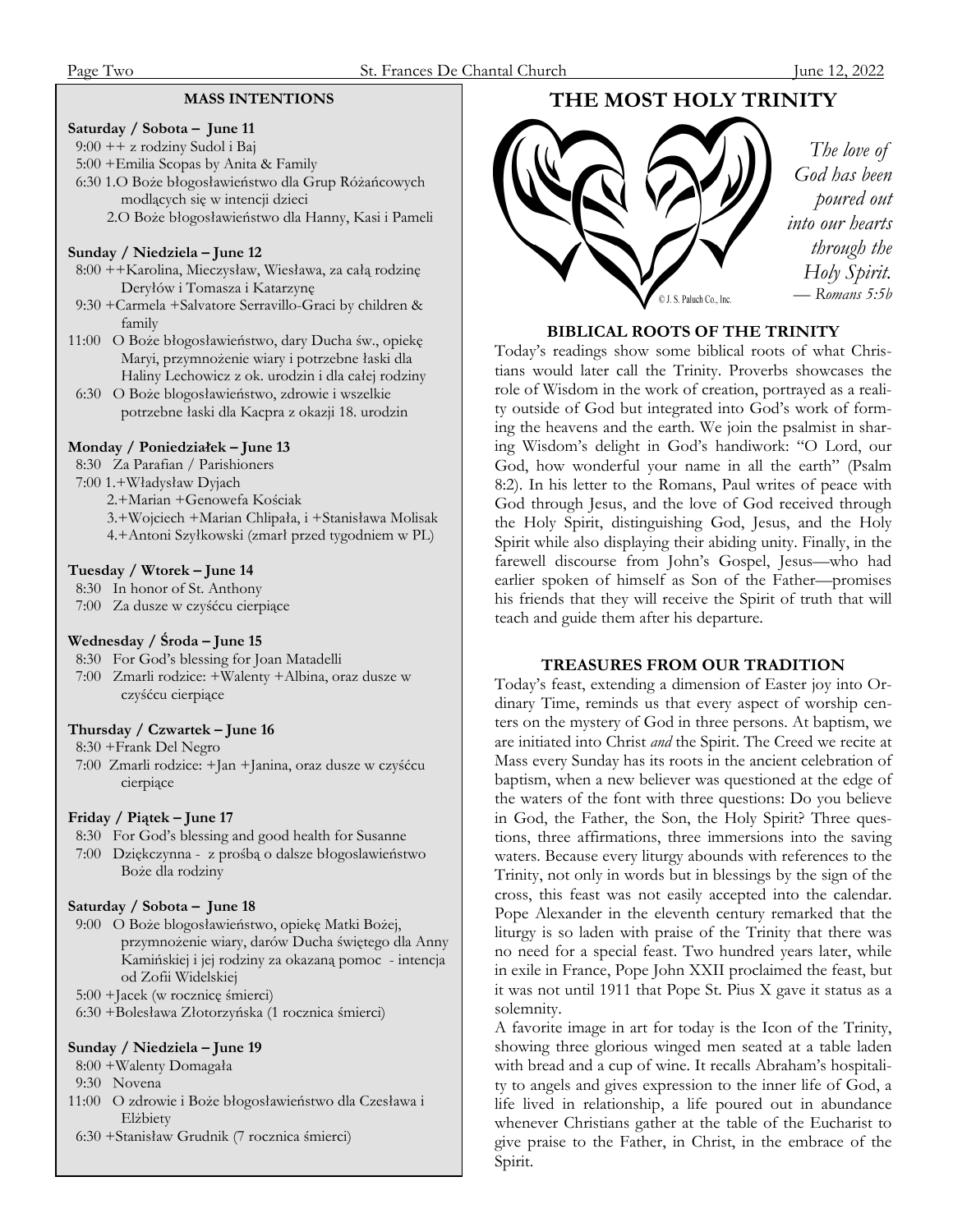## MASS INTENTIONS

**Saturday / Sobota – June 11**
- 9:00 ++ z rodziny Sudol i Baj
- 5:00 +Emilia Scopas by Anita & Family
- 6:30 1.O Boże błogosławieństwo dla Grup Różańcowych modlących się w intencji dzieci
  2.O Boże błogosławieństwo dla Hanny, Kasi i Pameli

**Sunday / Niedziela – June 12**
- 8:00 ++Karolina, Mieczysław, Wiesława, za całą rodzinę Deryłów i Tomasza i Katarzynę
- 9:30 +Carmela +Salvatore Serravillo-Graci by children & family
- 11:00 O Boże błogosławieństwo, dary Ducha św., opiekę Maryi, przymnożenie wiary i potrzebne łaski dla Haliny Lechowicz z ok. urodzin i dla całej rodziny
- 6:30 O Boże błogosławieństwo, zdrowie i wszelkie potrzebne łaski dla Kacpra z okazji 18. urodzin

**Monday / Poniedziałek – June 13**
- 8:30 Za Parafian / Parishioners
- 7:00 1.+Władysław Dyjach
  2.+Marian +Genowefa Kościak
  3.+Wojciech +Marian Chlipała, i +Stanisława Molisak
  4.+Antoni Szyłkowski (zmarł przed tygodniem w PL)

**Tuesday / Wtorek – June 14**
- 8:30 In honor of St. Anthony
- 7:00 Za dusze w czyśćcu cierpiące

**Wednesday / Środa – June 15**
- 8:30 For God's blessing for Joan Matadelli
- 7:00 Zmarli rodzice: +Walenty +Albina, oraz dusze w czyśćcu cierpiące

**Thursday / Czwartek – June 16**
- 8:30 +Frank Del Negro
- 7:00 Zmarli rodzice: +Jan +Janina, oraz dusze w czyśćcu cierpiące

**Friday / Piątek – June 17**
- 8:30 For God's blessing and good health for Susanne
- 7:00 Dziękczynna - z prośbą o dalsze błogoslawieństwo Boże dla rodziny

**Saturday / Sobota – June 18**
- 9:00 O Boże błogosławieństwo, opiekę Matki Bożej, przymnożenie wiary, darów Ducha świętego dla Anny Kamińskiej i jej rodziny za okazaną pomoc - intencja od Zofii Widelskiej
- 5:00 +Jacek (w rocznicę śmierci)
- 6:30 +Bolesława Złotorzyńska (1 rocznica śmierci)

**Sunday / Niedziela – June 19**
- 8:00 +Walenty Domagała
- 9:30 Novena
- 11:00 O zdrowie i Boże błogosławieństwo dla Czesława i Elżbiety
- 6:30 +Stanisław Grudnik (7 rocznica śmierci)

# THE MOST HOLY TRINITY

*The love of God has been poured out into our hearts through the Holy Spirit.*
*— Romans 5:5b*

© J. S. Paluch Co., Inc.

## BIBLICAL ROOTS OF THE TRINITY

Today's readings show some biblical roots of what Christians would later call the Trinity. Proverbs showcases the role of Wisdom in the work of creation, portrayed as a reality outside of God but integrated into God's work of forming the heavens and the earth. We join the psalmist in sharing Wisdom's delight in God's handiwork: "O Lord, our God, how wonderful your name in all the earth" (Psalm 8:2). In his letter to the Romans, Paul writes of peace with God through Jesus, and the love of God received through the Holy Spirit, distinguishing God, Jesus, and the Holy Spirit while also displaying their abiding unity. Finally, in the farewell discourse from John's Gospel, Jesus—who had earlier spoken of himself as Son of the Father—promises his friends that they will receive the Spirit of truth that will teach and guide them after his departure.

## TREASURES FROM OUR TRADITION

Today's feast, extending a dimension of Easter joy into Ordinary Time, reminds us that every aspect of worship centers on the mystery of God in three persons. At baptism, we are initiated into Christ *and* the Spirit. The Creed we recite at Mass every Sunday has its roots in the ancient celebration of baptism, when a new believer was questioned at the edge of the waters of the font with three questions: Do you believe in God, the Father, the Son, the Holy Spirit? Three questions, three affirmations, three immersions into the saving waters. Because every liturgy abounds with references to the Trinity, not only in words but in blessings by the sign of the cross, this feast was not easily accepted into the calendar. Pope Alexander in the eleventh century remarked that the liturgy is so laden with praise of the Trinity that there was no need for a special feast. Two hundred years later, while in exile in France, Pope John XXII proclaimed the feast, but it was not until 1911 that Pope St. Pius X gave it status as a solemnity.

A favorite image in art for today is the Icon of the Trinity, showing three glorious winged men seated at a table laden with bread and a cup of wine. It recalls Abraham's hospitality to angels and gives expression to the inner life of God, a life lived in relationship, a life poured out in abundance whenever Christians gather at the table of the Eucharist to give praise to the Father, in Christ, in the embrace of the Spirit.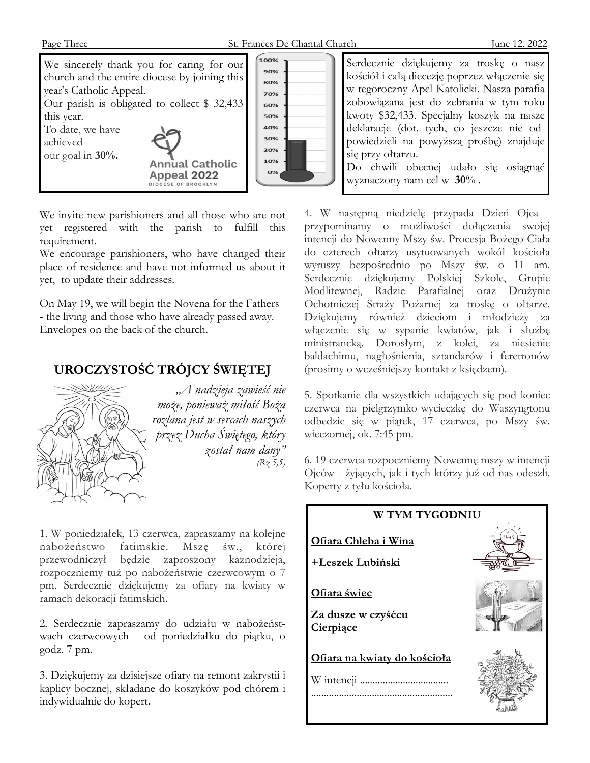We sincerely thank you for caring for our church and the entire diocese by joining this year's Catholic Appeal.
Our parish is obligated to collect $ 32,433 this year.
To date, we have achieved our goal in **30%.**

Annual Catholic Appeal 2022
DIOCESE OF BROOKLYN

Serdecznie dziękujemy za troskę o nasz kościół i całą diecezję poprzez włączenie się w tegoroczny Apel Katolicki. Nasza parafia zobowiązana jest do zebrania w tym roku kwoty $32,433. Specjalny koszyk na nasze deklaracje (dot. tych, co jeszcze nie odpowiedzieli na powyższą prośbę) znajduje się przy ołtarzu.
Do chwili obecnej udało się osiągnąć wyznaczony nam cel w **30**% .

We invite new parishioners and all those who are not yet registered with the parish to fulfill this requirement.
We encourage parishioners, who have changed their place of residence and have not informed us about it yet, to update their addresses.

On May 19, we will begin the Novena for the Fathers - the living and those who have already passed away. Envelopes on the back of the church.

## UROCZYSTOŚĆ TRÓJCY ŚWIĘTEJ

*„A nadzieja zawieść nie może, ponieważ miłość Boża rozlana jest w sercach naszych przez Ducha Świętego, który został nam dany"*
*(Rz 5,5)*

1. W poniedziałek, 13 czerwca, zapraszamy na kolejne nabożeństwo fatimskie. Mszę św., której przewodniczył będzie zaproszony kaznodzieja, rozpoczniemy tuż po nabożeństwie czerwcowym o 7 pm. Serdecznie dziękujemy za ofiary na kwiaty w ramach dekoracji fatimskich.

2. Serdecznie zapraszamy do udziału w nabożeństwach czerwcowych - od poniedziałku do piątku, o godz. 7 pm.

3. Dziękujemy za dzisiejsze ofiary na remont zakrystii i kaplicy bocznej, składane do koszyków pod chórem i indywidualnie do kopert.

4. W następną niedzielę przypada Dzień Ojca - przypominamy o możliwości dołączenia swojej intencji do Nowenny Mszy św. Procesja Bożego Ciała do czterech ołtarzy usytuowanych wokół kościoła wyruszy bezpośrednio po Mszy św. o 11 am. Serdecznie dziękujemy Polskiej Szkole, Grupie Modlitewnej, Radzie Parafialnej oraz Drużynie Ochotniczej Straży Pożarnej za troskę o ołtarze. Dziękujemy również dzieciom i młodzieży za włączenie się w sypanie kwiatów, jak i służbę ministrancką. Dorosłym, z kolei, za niesienie baldachimu, nagłośnienia, sztandarów i feretronów (prosimy o wcześniejszy kontakt z księdzem).

5. Spotkanie dla wszystkich udających się pod koniec czerwca na pielgrzymko-wycieczkę do Waszyngtonu odbędzie się w piątek, 17 czerwca, po Mszy św. wieczornej, ok. 7:45 pm.

6. 19 czerwca rozpoczniemy Nowennę mszy w intencji Ojców - żyjących, jak i tych którzy już od nas odeszli. Koperty z tyłu kościoła.

### W TYM TYGODNIU

**Ofiara Chleba i Wina**

**+Leszek Lubiński**

**Ofiara świec**

**Za dusze w czyśćcu Cierpiące**

**Ofiara na kwiaty do kościoła**

W intencji ..................................
.......................................................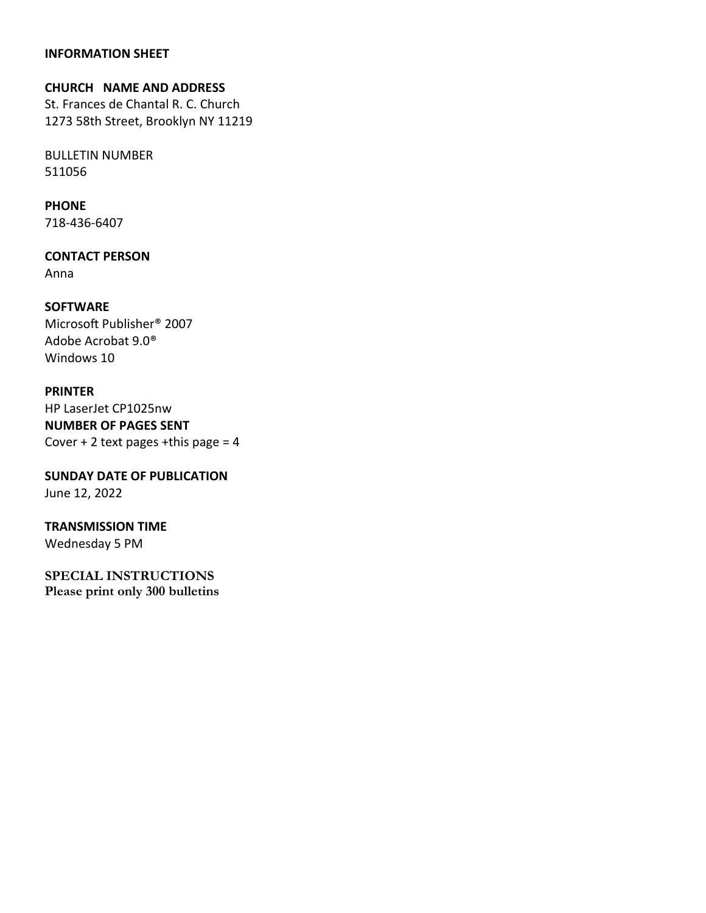**INFORMATION SHEET**

**CHURCH NAME AND ADDRESS**
St. Frances de Chantal R. C. Church
1273 58th Street, Brooklyn NY 11219

BULLETIN NUMBER
511056

**PHONE**
718-436-6407

**CONTACT PERSON**
Anna

**SOFTWARE**
Microsoft Publisher® 2007
Adobe Acrobat 9.0®
Windows 10

**PRINTER**
HP LaserJet CP1025nw
**NUMBER OF PAGES SENT**
Cover + 2 text pages +this page = 4

**SUNDAY DATE OF PUBLICATION**
June 12, 2022

**TRANSMISSION TIME**
Wednesday 5 PM

**SPECIAL INSTRUCTIONS**
**Please print only 300 bulletins**